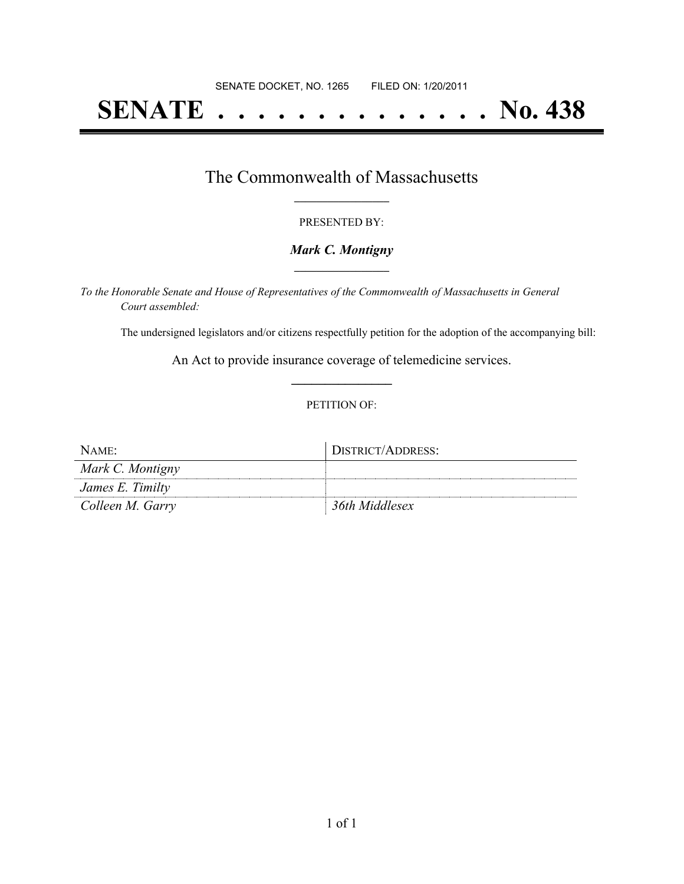SENATE DOCKET, NO. 1265 FILED ON: 1/20/2011

# SENATE . . . . . . . . . . . . . . No. 438

## The Commonwealth of Massachusetts

PRESENTED BY:

***Mark C. Montigny***

*To the Honorable Senate and House of Representatives of the Commonwealth of Massachusetts in General Court assembled:*

The undersigned legislators and/or citizens respectfully petition for the adoption of the accompanying bill:

An Act to provide insurance coverage of telemedicine services.

PETITION OF:

| NAME: | DISTRICT/ADDRESS: |
|---|---|
| *Mark C. Montigny* | |
| *James E. Timilty* | |
| *Colleen M. Garry* | *36th Middlesex* |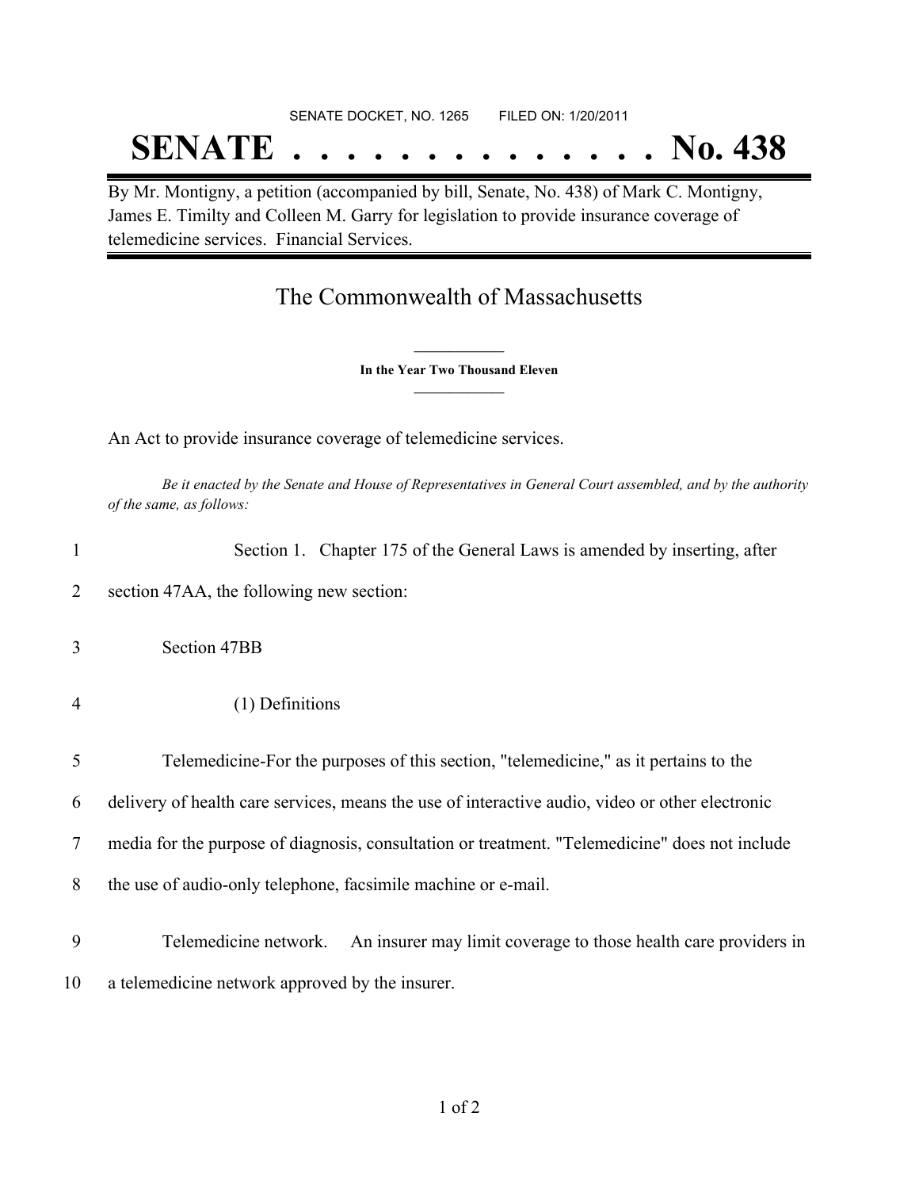SENATE DOCKET, NO. 1265 FILED ON: 1/20/2011

# SENATE . . . . . . . . . . . . . . No. 438

By Mr. Montigny, a petition (accompanied by bill, Senate, No. 438) of Mark C. Montigny, James E. Timilty and Colleen M. Garry for legislation to provide insurance coverage of telemedicine services. Financial Services.

## The Commonwealth of Massachusetts

**In the Year Two Thousand Eleven**

An Act to provide insurance coverage of telemedicine services.

*Be it enacted by the Senate and House of Representatives in General Court assembled, and by the authority of the same, as follows:*

1 Section 1. Chapter 175 of the General Laws is amended by inserting, after
2 section 47AA, the following new section:

3 Section 47BB

4 (1) Definitions

5 Telemedicine-For the purposes of this section, "telemedicine," as it pertains to the
6 delivery of health care services, means the use of interactive audio, video or other electronic
7 media for the purpose of diagnosis, consultation or treatment. "Telemedicine" does not include
8 the use of audio-only telephone, facsimile machine or e-mail.

9 Telemedicine network. An insurer may limit coverage to those health care providers in
10 a telemedicine network approved by the insurer.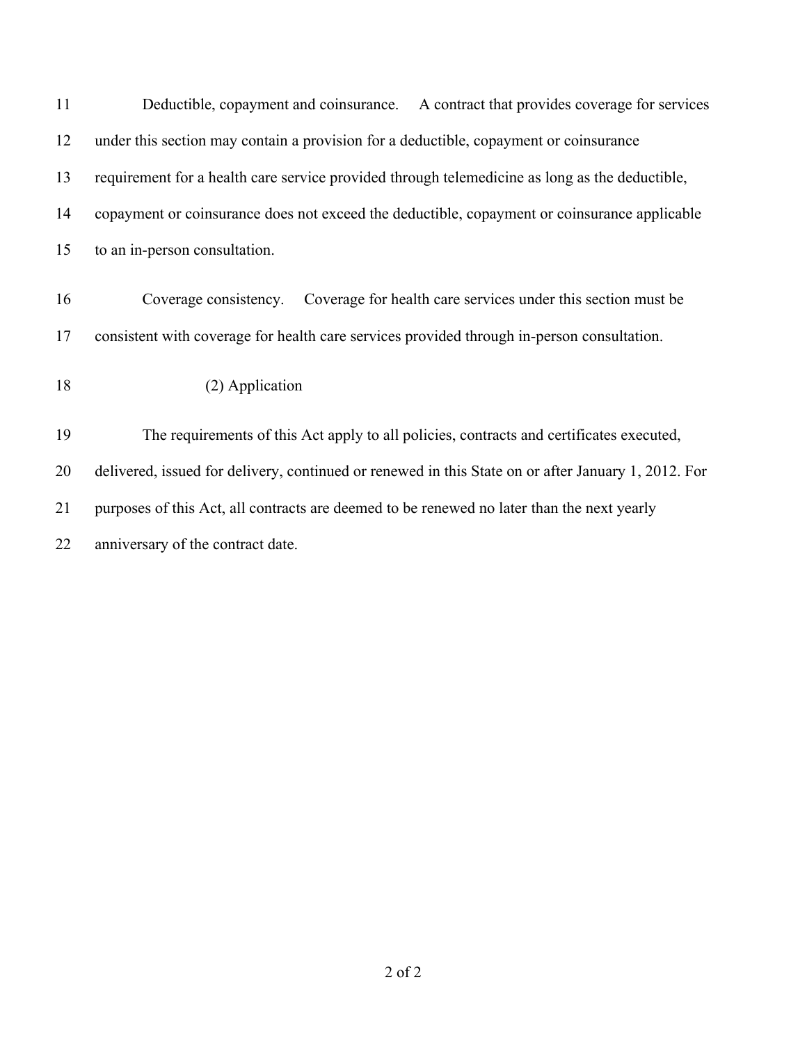Deductible, copayment and coinsurance. A contract that provides coverage for services under this section may contain a provision for a deductible, copayment or coinsurance requirement for a health care service provided through telemedicine as long as the deductible, copayment or coinsurance does not exceed the deductible, copayment or coinsurance applicable to an in-person consultation.

Coverage consistency. Coverage for health care services under this section must be consistent with coverage for health care services provided through in-person consultation.

(2) Application

The requirements of this Act apply to all policies, contracts and certificates executed, delivered, issued for delivery, continued or renewed in this State on or after January 1, 2012. For purposes of this Act, all contracts are deemed to be renewed no later than the next yearly anniversary of the contract date.